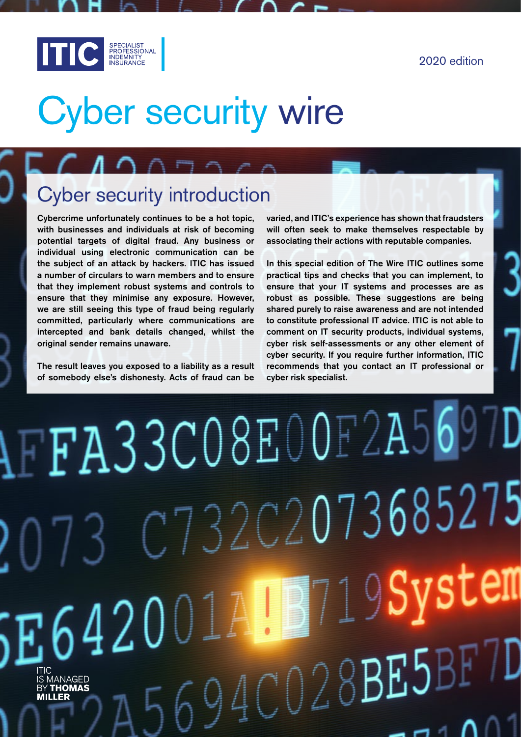ITIC SPECIALIST PROFESSIONAL INDEMNITY INSURANCE

2020 edition

# Cyber security wire

## Cyber security introduction

**Cybercrime unfortunately continues to be a hot topic, with businesses and individuals at risk of becoming potential targets of digital fraud. Any business or individual using electronic communication can be the subject of an attack by hackers. ITIC has issued a number of circulars to warn members and to ensure that they implement robust systems and controls to ensure that they minimise any exposure. However, we are still seeing this type of fraud being regularly committed, particularly where communications are intercepted and bank details changed, whilst the original sender remains unaware.**

**The result leaves you exposed to a liability as a result of somebody else's dishonesty. Acts of fraud can be varied, and ITIC's experience has shown that fraudsters will often seek to make themselves respectable by associating their actions with reputable companies.**

**In this special edition of The Wire ITIC outlines some practical tips and checks that you can implement, to ensure that your IT systems and processes are as robust as possible. These suggestions are being shared purely to raise awareness and are not intended to constitute professional IT advice. ITIC is not able to comment on IT security products, individual systems, cyber risk self-assessments or any other element of cyber security. If you require further information, ITIC recommends that you contact an IT professional or cyber risk specialist.**

ITIC IS MANAGED BY **THOMAS MILLER**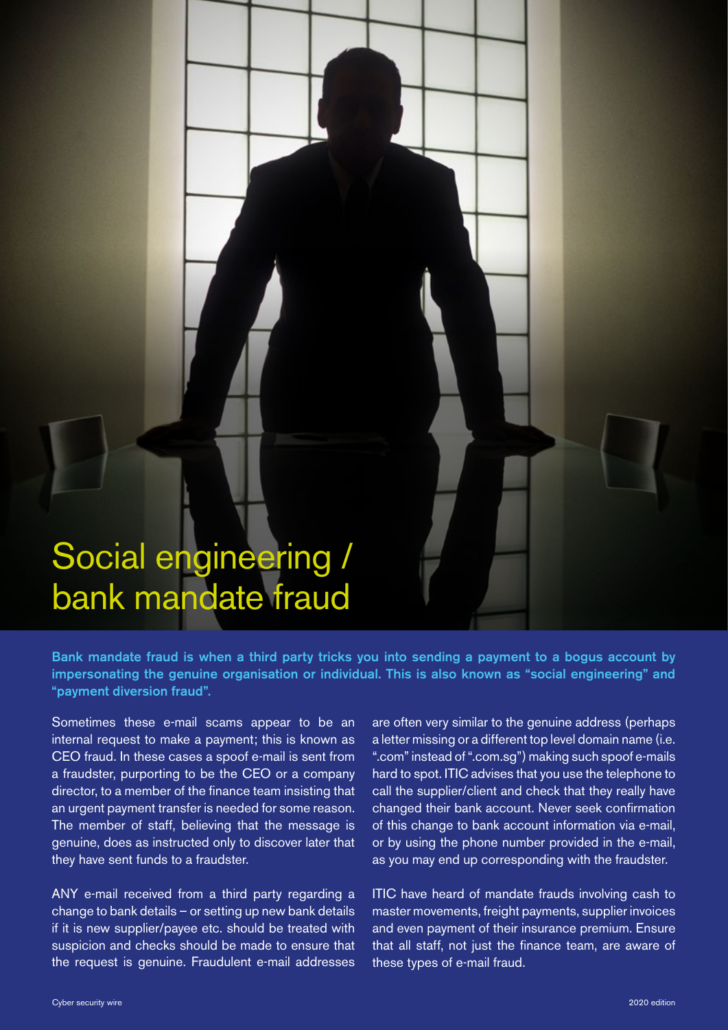# Social engineering / bank mandate fraud

**Bank mandate fraud is when a third party tricks you into sending a payment to a bogus account by impersonating the genuine organisation or individual. This is also known as "social engineering" and "payment diversion fraud".**

Sometimes these e-mail scams appear to be an internal request to make a payment; this is known as CEO fraud. In these cases a spoof e-mail is sent from a fraudster, purporting to be the CEO or a company director, to a member of the finance team insisting that an urgent payment transfer is needed for some reason. The member of staff, believing that the message is genuine, does as instructed only to discover later that they have sent funds to a fraudster.

ANY e-mail received from a third party regarding a change to bank details – or setting up new bank details if it is new supplier/payee etc. should be treated with suspicion and checks should be made to ensure that the request is genuine. Fraudulent e-mail addresses are often very similar to the genuine address (perhaps a letter missing or a different top level domain name (i.e. ".com" instead of ".com.sg") making such spoof e-mails hard to spot. ITIC advises that you use the telephone to call the supplier/client and check that they really have changed their bank account. Never seek confirmation of this change to bank account information via e-mail, or by using the phone number provided in the e-mail, as you may end up corresponding with the fraudster.

ITIC have heard of mandate frauds involving cash to master movements, freight payments, supplier invoices and even payment of their insurance premium. Ensure that all staff, not just the finance team, are aware of these types of e-mail fraud.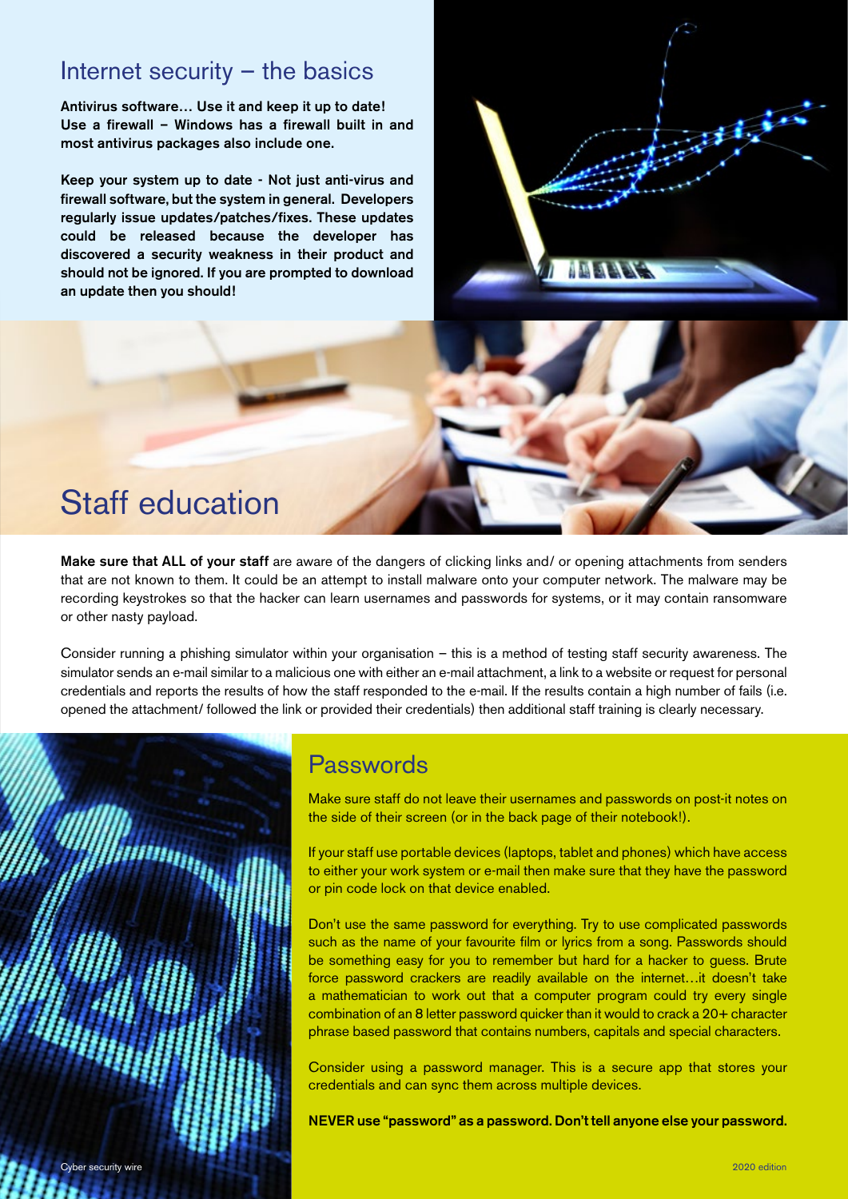## Internet security – the basics

**Antivirus software… Use it and keep it up to date! Use a firewall – Windows has a firewall built in and most antivirus packages also include one.**

**Keep your system up to date - Not just anti-virus and firewall software, but the system in general. Developers regularly issue updates/patches/fixes. These updates could be released because the developer has discovered a security weakness in their product and should not be ignored. If you are prompted to download an update then you should!**

## Staff education

**Make sure that ALL of your staff** are aware of the dangers of clicking links and/ or opening attachments from senders that are not known to them. It could be an attempt to install malware onto your computer network. The malware may be recording keystrokes so that the hacker can learn usernames and passwords for systems, or it may contain ransomware or other nasty payload.

Consider running a phishing simulator within your organisation – this is a method of testing staff security awareness. The simulator sends an e-mail similar to a malicious one with either an e-mail attachment, a link to a website or request for personal credentials and reports the results of how the staff responded to the e-mail. If the results contain a high number of fails (i.e. opened the attachment/ followed the link or provided their credentials) then additional staff training is clearly necessary.

## Passwords

Make sure staff do not leave their usernames and passwords on post-it notes on the side of their screen (or in the back page of their notebook!).

If your staff use portable devices (laptops, tablet and phones) which have access to either your work system or e-mail then make sure that they have the password or pin code lock on that device enabled.

Don't use the same password for everything. Try to use complicated passwords such as the name of your favourite film or lyrics from a song. Passwords should be something easy for you to remember but hard for a hacker to guess. Brute force password crackers are readily available on the internet…it doesn't take a mathematician to work out that a computer program could try every single combination of an 8 letter password quicker than it would to crack a 20+ character phrase based password that contains numbers, capitals and special characters.

Consider using a password manager. This is a secure app that stores your credentials and can sync them across multiple devices.

**NEVER use "password" as a password. Don't tell anyone else your password.**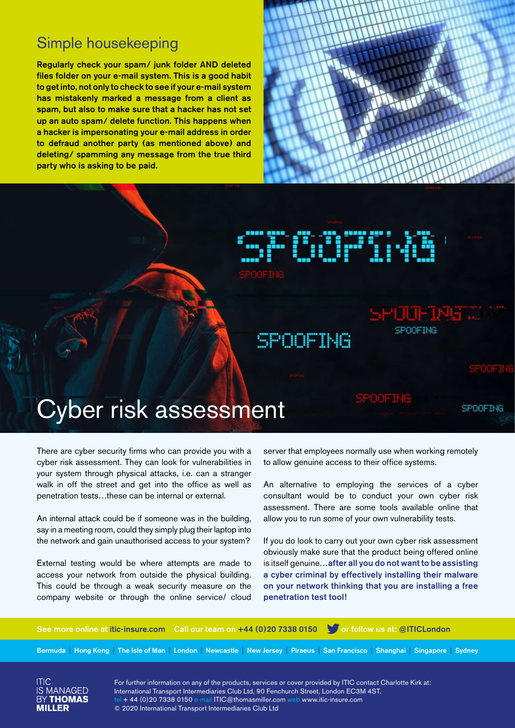## Simple housekeeping

**Regularly check your spam/ junk folder AND deleted files folder on your e-mail system. This is a good habit to get into, not only to check to see if your e-mail system has mistakenly marked a message from a client as spam, but also to make sure that a hacker has not set up an auto spam/ delete function. This happens when a hacker is impersonating your e-mail address in order to defraud another party (as mentioned above) and deleting/ spamming any message from the true third party who is asking to be paid.**

## Cyber risk assessment

There are cyber security firms who can provide you with a cyber risk assessment. They can look for vulnerabilities in your system through physical attacks, i.e. can a stranger walk in off the street and get into the office as well as penetration tests…these can be internal or external.

An internal attack could be if someone was in the building, say in a meeting room, could they simply plug their laptop into the network and gain unauthorised access to your system?

External testing would be where attempts are made to access your network from outside the physical building. This could be through a weak security measure on the company website or through the online service/ cloud server that employees normally use when working remotely to allow genuine access to their office systems.

An alternative to employing the services of a cyber consultant would be to conduct your own cyber risk assessment. There are some tools available online that allow you to run some of your own vulnerability tests.

If you do look to carry out your own cyber risk assessment obviously make sure that the product being offered online is itself genuine…**after all you do not want to be assisting a cyber criminal by effectively installing their malware on your network thinking that you are installing a free penetration test tool!**

See more online at itic-insure.com   Call our team on +44 (0)20 7338 0150   or follow us at: @ITICLondon

Bermuda | Hong Kong | The Isle of Man | London | Newcastle | New Jersey | Piraeus | San Francisco | Shanghai | Singapore | Sydney

ITIC IS MANAGED BY **THOMAS MILLER**

For further information on any of the products, services or cover provided by ITIC contact Charlotte Kirk at:
International Transport Intermediaries Club Ltd, 90 Fenchurch Street, London EC3M 4ST.
tel + 44 (0)20 7338 0150 e-mail ITIC@thomasmiller.com web www.itic-insure.com
© 2020 International Transport Intermediaries Club Ltd